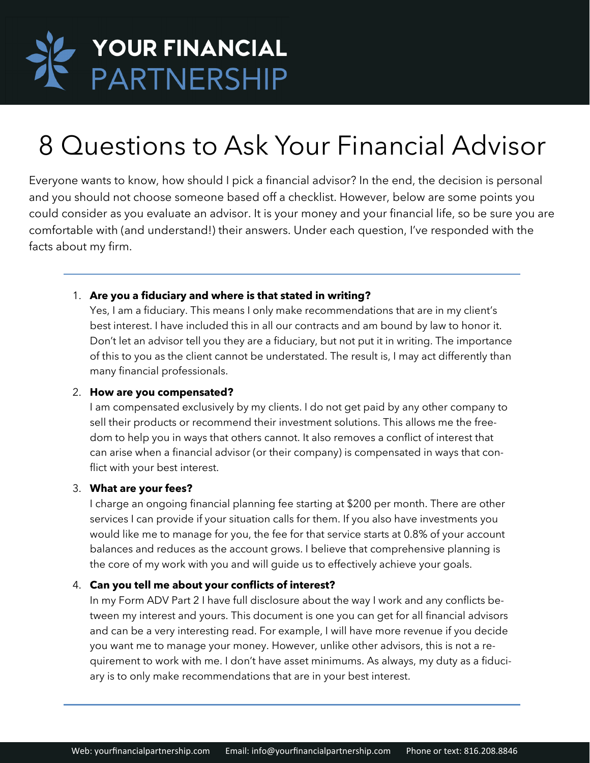# YOUR FINANCIAL PARTNERSHIP

# 8 Questions to Ask Your Financial Advisor

Everyone wants to know, how should I pick a financial advisor? In the end, the decision is personal and you should not choose someone based off a checklist. However, below are some points you could consider as you evaluate an advisor. It is your money and your financial life, so be sure you are comfortable with (and understand!) their answers. Under each question, I've responded with the facts about my firm.

---

1. **Are you a fiduciary and where is that stated in writing?**
   Yes, I am a fiduciary. This means I only make recommendations that are in my client's best interest. I have included this in all our contracts and am bound by law to honor it. Don't let an advisor tell you they are a fiduciary, but not put it in writing. The importance of this to you as the client cannot be understated. The result is, I may act differently than many financial professionals.

2. **How are you compensated?**
   I am compensated exclusively by my clients. I do not get paid by any other company to sell their products or recommend their investment solutions. This allows me the freedom to help you in ways that others cannot. It also removes a conflict of interest that can arise when a financial advisor (or their company) is compensated in ways that conflict with your best interest.

3. **What are your fees?**
   I charge an ongoing financial planning fee starting at $200 per month. There are other services I can provide if your situation calls for them. If you also have investments you would like me to manage for you, the fee for that service starts at 0.8% of your account balances and reduces as the account grows. I believe that comprehensive planning is the core of my work with you and will guide us to effectively achieve your goals.

4. **Can you tell me about your conflicts of interest?**
   In my Form ADV Part 2 I have full disclosure about the way I work and any conflicts between my interest and yours. This document is one you can get for all financial advisors and can be a very interesting read. For example, I will have more revenue if you decide you want me to manage your money. However, unlike other advisors, this is not a requirement to work with me. I don't have asset minimums. As always, my duty as a fiduciary is to only make recommendations that are in your best interest.

---

Web: yourfinancialpartnership.com Email: info@yourfinancialpartnership.com Phone or text: 816.208.8846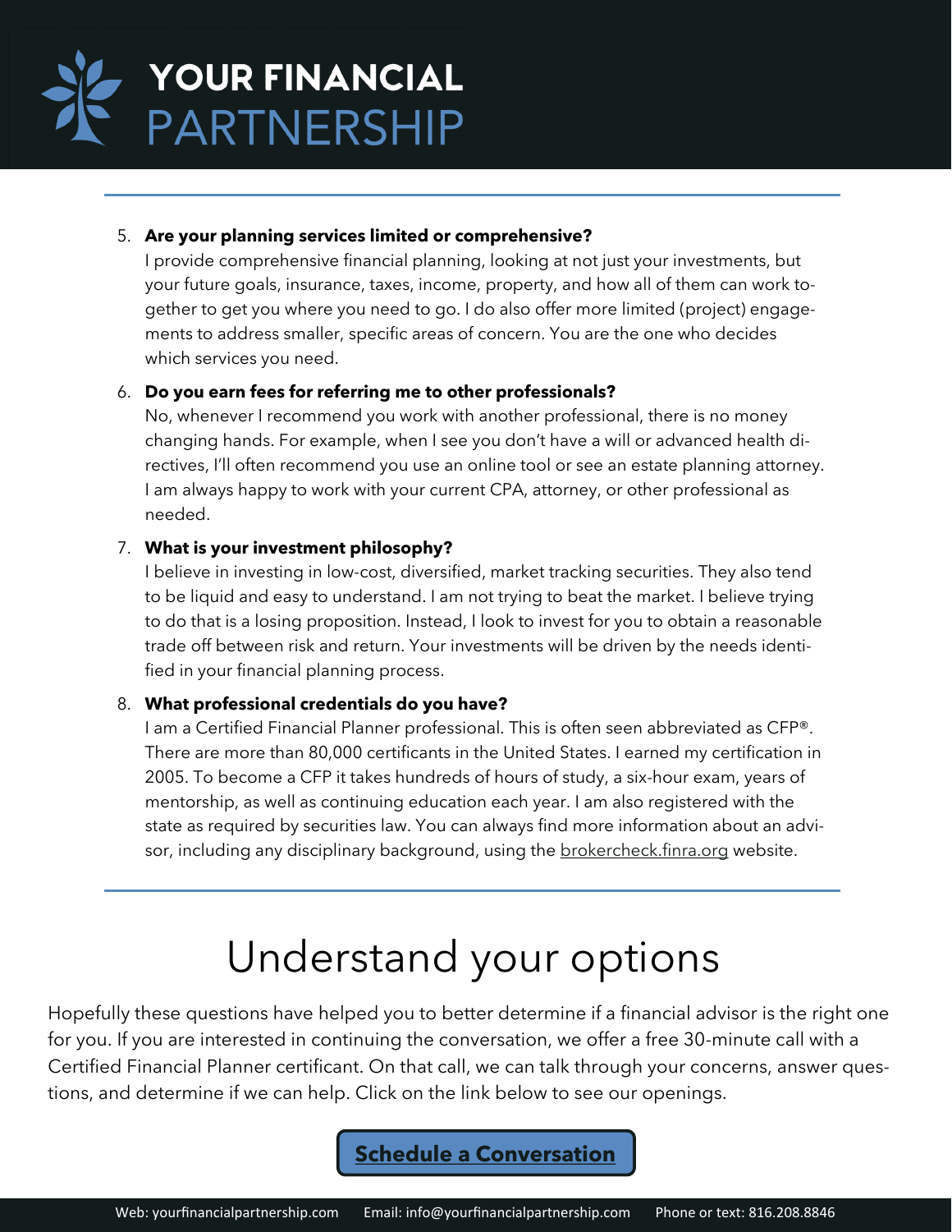# YOUR FINANCIAL PARTNERSHIP

5. **Are your planning services limited or comprehensive?**
   I provide comprehensive financial planning, looking at not just your investments, but your future goals, insurance, taxes, income, property, and how all of them can work together to get you where you need to go. I do also offer more limited (project) engagements to address smaller, specific areas of concern. You are the one who decides which services you need.

6. **Do you earn fees for referring me to other professionals?**
   No, whenever I recommend you work with another professional, there is no money changing hands. For example, when I see you don't have a will or advanced health directives, I'll often recommend you use an online tool or see an estate planning attorney. I am always happy to work with your current CPA, attorney, or other professional as needed.

7. **What is your investment philosophy?**
   I believe in investing in low-cost, diversified, market tracking securities. They also tend to be liquid and easy to understand. I am not trying to beat the market. I believe trying to do that is a losing proposition. Instead, I look to invest for you to obtain a reasonable trade off between risk and return. Your investments will be driven by the needs identified in your financial planning process.

8. **What professional credentials do you have?**
   I am a Certified Financial Planner professional. This is often seen abbreviated as CFP®. There are more than 80,000 certificants in the United States. I earned my certification in 2005. To become a CFP it takes hundreds of hours of study, a six-hour exam, years of mentorship, as well as continuing education each year. I am also registered with the state as required by securities law. You can always find more information about an advisor, including any disciplinary background, using the brokercheck.finra.org website.

# Understand your options

Hopefully these questions have helped you to better determine if a financial advisor is the right one for you. If you are interested in continuing the conversation, we offer a free 30-minute call with a Certified Financial Planner certificant. On that call, we can talk through your concerns, answer questions, and determine if we can help. Click on the link below to see our openings.

**Schedule a Conversation**

Web: yourfinancialpartnership.com Email: info@yourfinancialpartnership.com Phone or text: 816.208.8846